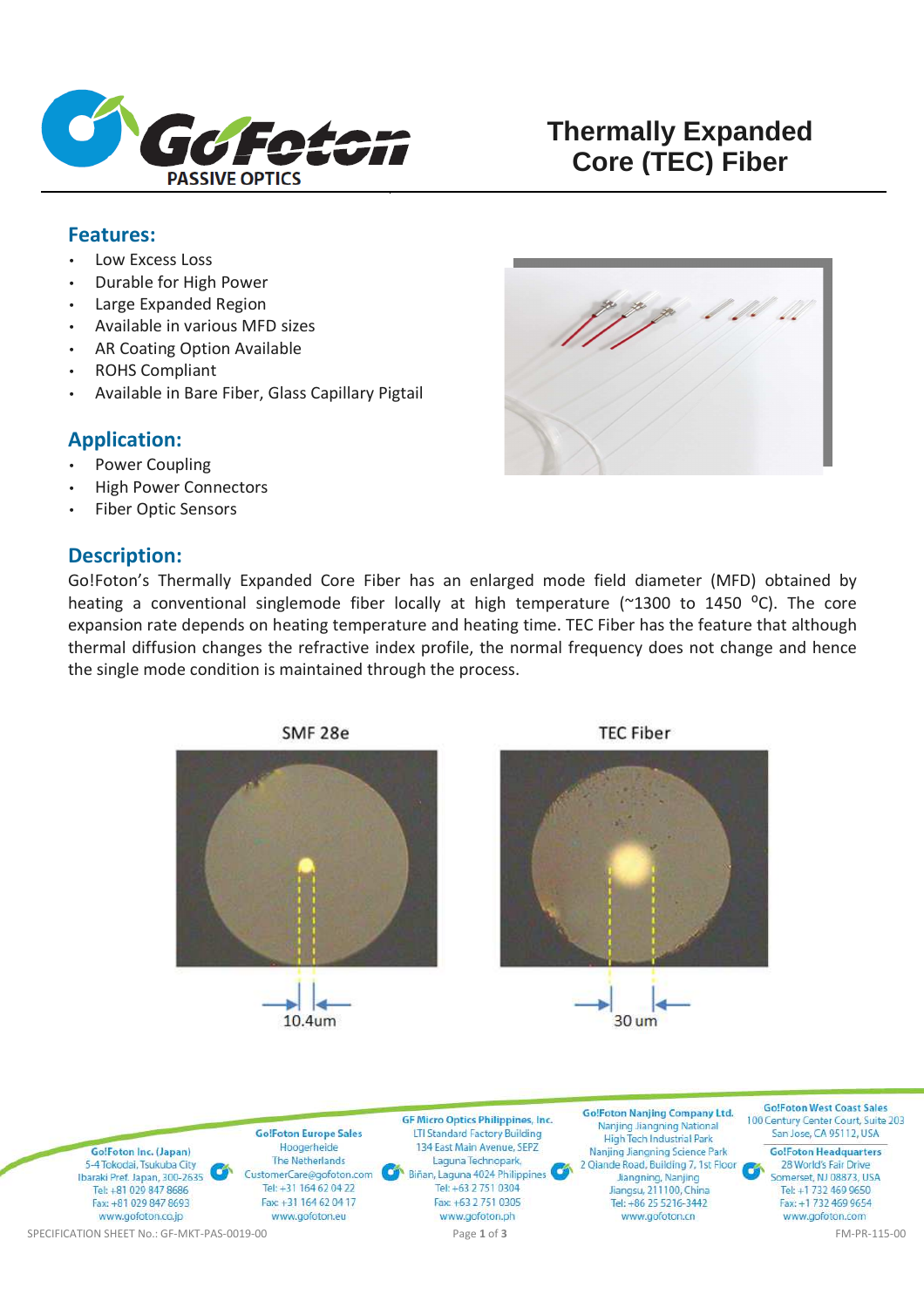# Thermally Expanded Core (TEC) Fiber

## Features:

- Low Excess Loss
- Durable for High Power
- Large Expanded Region
- Available in various MFD sizes
- AR Coating Option Available
- ROHS Compliant
- Available in Bare Fiber, Glass Capillary Pigtail

## Application:

- Power Coupling
- High Power Connectors
- Fiber Optic Sensors

## Description:

Go!Foton's Thermally Expanded Core Fiber has an enlarged mode field diameter (MFD) obtained by heating a conventional singlemode fiber locally at high temperature (~1300 to 1450 $^{o}$C). The core expansion rate depends on heating temperature and heating time. TEC Fiber has the feature that although thermal diffusion changes the refractive index profile, the normal frequency does not change and hence the single mode condition is maintained through the process.

SMF 28e — 10.4um

TEC Fiber — 30 um

**Go!Foton Inc. (Japan)**
5-4 Tokodai, Tsukuba City
Ibaraki Pref. Japan, 300-2635
Tel: +81 029 847 8686
Fax: +81 029 847 8693
www.gofoton.co.jp

**Go!Foton Europe Sales**
Hoogerheide
The Netherlands
CustomerCare@gofoton.com
Tel: +31 164 62 04 22
Fax: +31 164 62 04 17
www.gofoton.eu

**GF Micro Optics Philippines, Inc.**
LTI Standard Factory Building
134 East Main Avenue, SEPZ
Laguna Technopark,
Biñan, Laguna 4024 Philippines
Tel: +63 2 751 0304
Fax: +63 2 751 0305
www.gofoton.ph

**Go!Foton Nanjing Company Ltd.**
Nanjing Jiangning National
High Tech Industrial Park
Nanjing Jiangning Science Park
2 Qiande Road, Building 7, 1st Floor
Jiangning, Nanjing
Jiangsu, 211100, China
Tel: +86 25 5216-3442
www.gofoton.cn

**Go!Foton West Coast Sales**
100 Century Center Court, Suite 203
San Jose, CA 95112, USA

**Go!Foton Headquarters**
28 World's Fair Drive
Somerset, NJ 08873, USA
Tel: +1 732 469 9650
Fax: +1 732 469 9654
www.gofoton.com

SPECIFICATION SHEET No.: GF-MKT-PAS-0019-00

FM-PR-115-00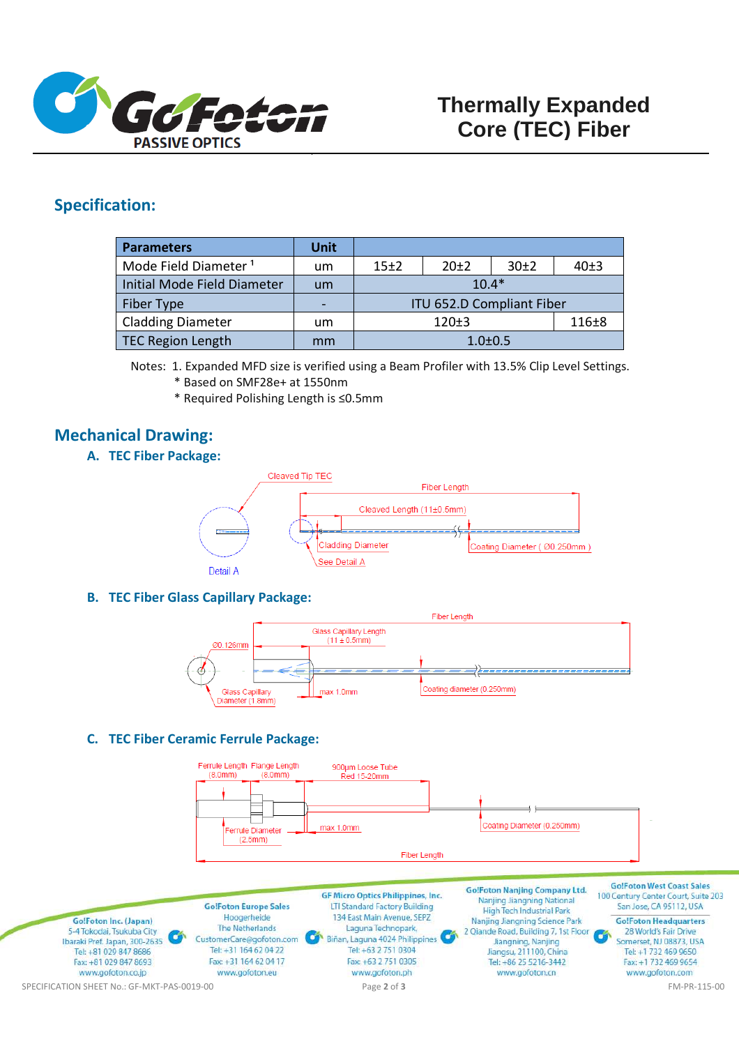## Specification:

| Parameters | Unit | | | | |
|---|---|---|---|---|---|
| Mode Field Diameter [1] | um | 15±2 | 20±2 | 30±2 | 40±3 |
| Initial Mode Field Diameter | um | 10.4* | | | |
| Fiber Type | - | ITU 652.D Compliant Fiber | | | |
| Cladding Diameter | um | 120±3 | | | 116±8 |
| TEC Region Length | mm | 1.0±0.5 | | | |

Notes: 1. Expanded MFD size is verified using a Beam Profiler with 13.5% Clip Level Settings.
* Based on SMF28e+ at 1550nm
* Required Polishing Length is ≤0.5mm

## Mechanical Drawing:

### A. TEC Fiber Package:

Cleaved Tip TEC
Fiber Length
Cleaved Length (11±0.5mm)
Cladding Diameter
Coating Diameter ( Ø0.250mm )
See Detail A
Detail A

### B. TEC Fiber Glass Capillary Package:

Fiber Length
Glass Capillary Length (11 ± 0.5mm)
Ø0.126mm
Glass Capillary Diameter (1.8mm)
max 1.0mm
Coating diameter (0.250mm)

### C. TEC Fiber Ceramic Ferrule Package:

Ferrule Length (8.0mm)
Flange Length (8.0mm)
900µm Loose Tube Red 15-20mm
Ferrule Diameter (2.5mm)
max 1.0mm
Coating Diameter (0.250mm)
Fiber Length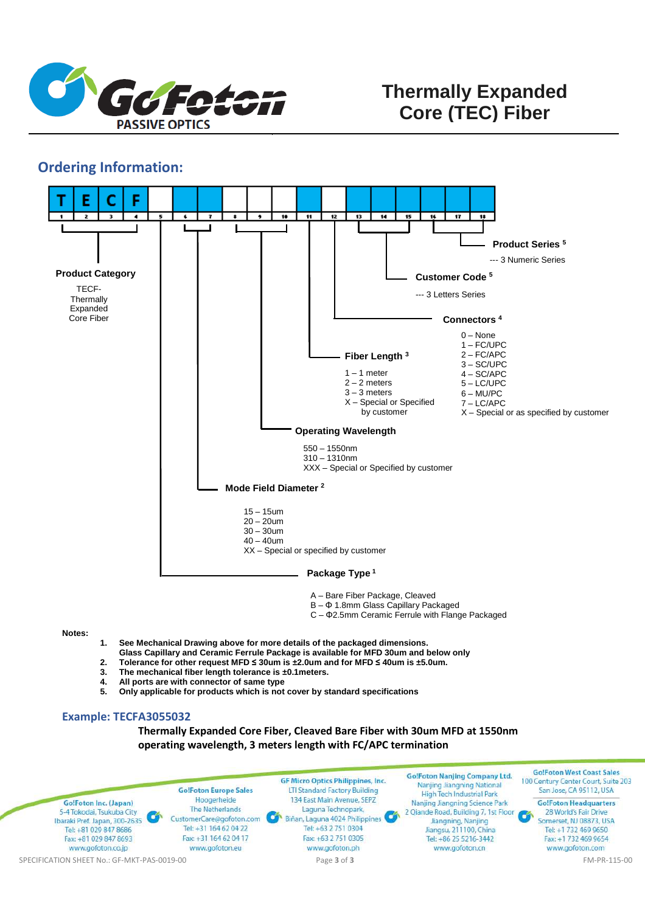# Thermally Expanded Core (TEC) Fiber

## Ordering Information:

| 1 | 2 | 3 | 4 | 5 | 6 | 7 | 8 | 9 | 10 | 11 | 12 | 13 | 14 | 15 | 16 | 17 | 18 |
|---|---|---|---|---|---|---|---|---|---|---|---|---|---|---|---|---|---|
| T | E | C | F | | | | | | | | | | | | | | |

**Product Category**

TECF- Thermally Expanded Core Fiber

**Package Type** [1]

A – Bare Fiber Package, Cleaved
B – Φ 1.8mm Glass Capillary Packaged
C – Φ2.5mm Ceramic Ferrule with Flange Packaged

**Mode Field Diameter** [2]

15 – 15um
20 – 20um
30 – 30um
40 – 40um
XX – Special or specified by customer

**Operating Wavelength**

550 – 1550nm
310 – 1310nm
XXX – Special or Specified by customer

**Fiber Length** [3]

1 – 1 meter
2 – 2 meters
3 – 3 meters
X – Special or Specified by customer

**Connectors** [4]

0 – None
1 – FC/UPC
2 – FC/APC
3 – SC/UPC
4 – SC/APC
5 – LC/UPC
6 – MU/PC
7 – LC/APC
X – Special or as specified by customer

**Customer Code** [5]

--- 3 Letters Series

**Product Series** [5]

--- 3 Numeric Series

**Notes:**

1. **See Mechanical Drawing above for more details of the packaged dimensions. Glass Capillary and Ceramic Ferrule Package is available for MFD 30um and below only**
2. **Tolerance for other request MFD ≤ 30um is ±2.0um and for MFD ≤ 40um is ±5.0um.**
3. **The mechanical fiber length tolerance is ±0.1meters.**
4. **All ports are with connector of same type**
5. **Only applicable for products which is not cover by standard specifications**

### Example: TECFA3055032

**Thermally Expanded Core Fiber, Cleaved Bare Fiber with 30um MFD at 1550nm operating wavelength, 3 meters length with FC/APC termination**

Go!Foton Inc. (Japan)
5-4 Tokodai, Tsukuba City
Ibaraki Pref. Japan, 300-2635
Tel: +81 029 847 8686
Fax: +81 029 847 8693
www.gofoton.co.jp

Go!Foton Europe Sales
Hoogerheide
The Netherlands
CustomerCare@gofoton.com
Tel: +31 164 62 04 22
Fax: +31 164 62 04 17
www.gofoton.eu

GF Micro Optics Philippines, Inc.
LTI Standard Factory Building
134 East Main Avenue, SEPZ
Laguna Technopark,
Biñan, Laguna 4024 Philippines
Tel: +63 2 751 0304
Fax: +63 2 751 0305
www.gofoton.ph

Go!Foton Nanjing Company Ltd.
Nanjing Jiangning National
High Tech Industrial Park
Nanjing Jiangning Science Park
2 Qiande Road, Building 7, 1st Floor
Jiangning, Nanjing
Jiangsu, 211100, China
Tel: +86 25 5216-3442
www.gofoton.cn

Go!Foton West Coast Sales
100 Century Center Court, Suite 203
San Jose, CA 95112, USA

Go!Foton Headquarters
28 World's Fair Drive
Somerset, NJ 08873, USA
Tel: +1 732 469 9650
Fax: +1 732 469 9654
www.gofoton.com

SPECIFICATION SHEET No.: GF-MKT-PAS-0019-00

FM-PR-115-00